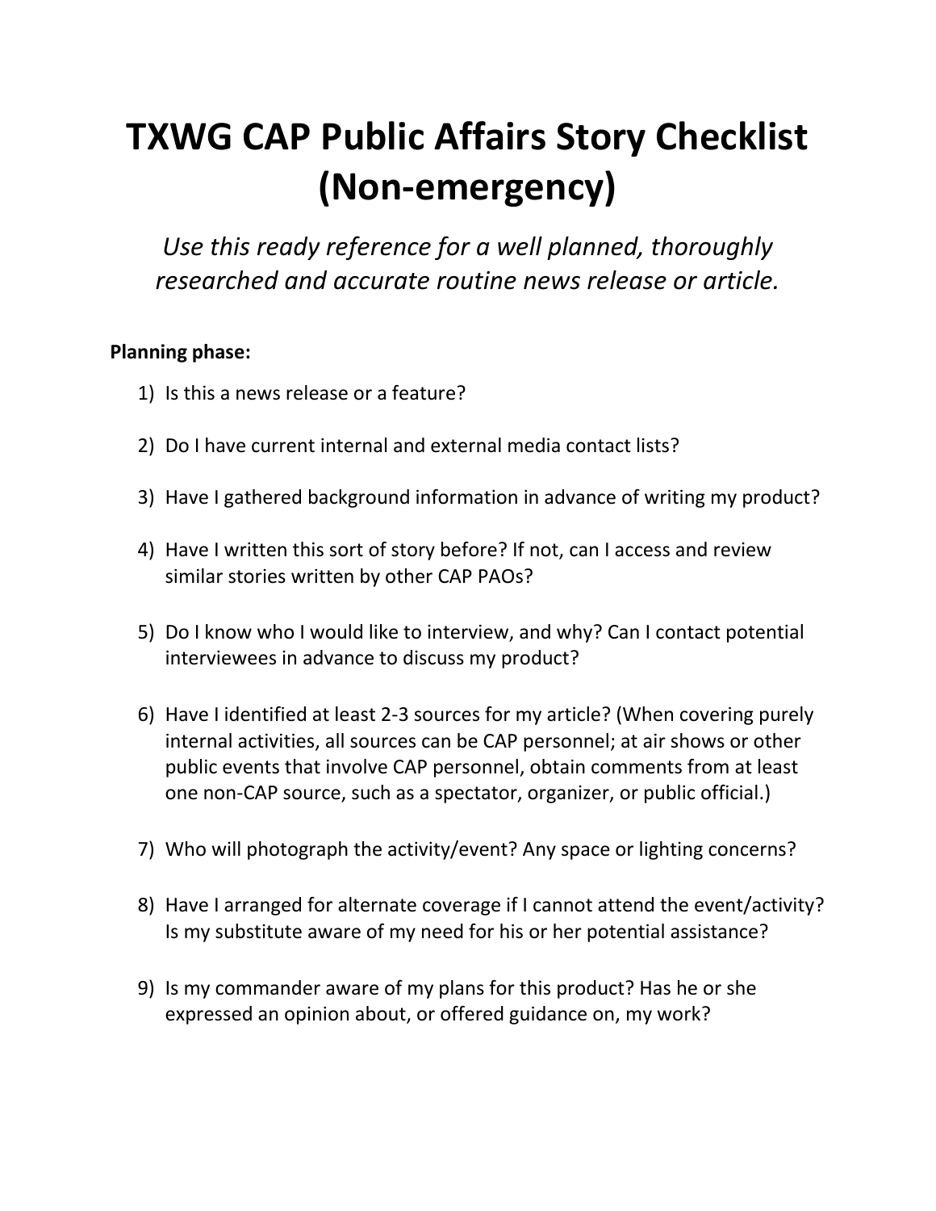# TXWG CAP Public Affairs Story Checklist (Non-emergency)

*Use this ready reference for a well planned, thoroughly researched and accurate routine news release or article.*

**Planning phase:**

1) Is this a news release or a feature?

2) Do I have current internal and external media contact lists?

3) Have I gathered background information in advance of writing my product?

4) Have I written this sort of story before? If not, can I access and review similar stories written by other CAP PAOs?

5) Do I know who I would like to interview, and why? Can I contact potential interviewees in advance to discuss my product?

6) Have I identified at least 2-3 sources for my article? (When covering purely internal activities, all sources can be CAP personnel; at air shows or other public events that involve CAP personnel, obtain comments from at least one non-CAP source, such as a spectator, organizer, or public official.)

7) Who will photograph the activity/event? Any space or lighting concerns?

8) Have I arranged for alternate coverage if I cannot attend the event/activity? Is my substitute aware of my need for his or her potential assistance?

9) Is my commander aware of my plans for this product? Has he or she expressed an opinion about, or offered guidance on, my work?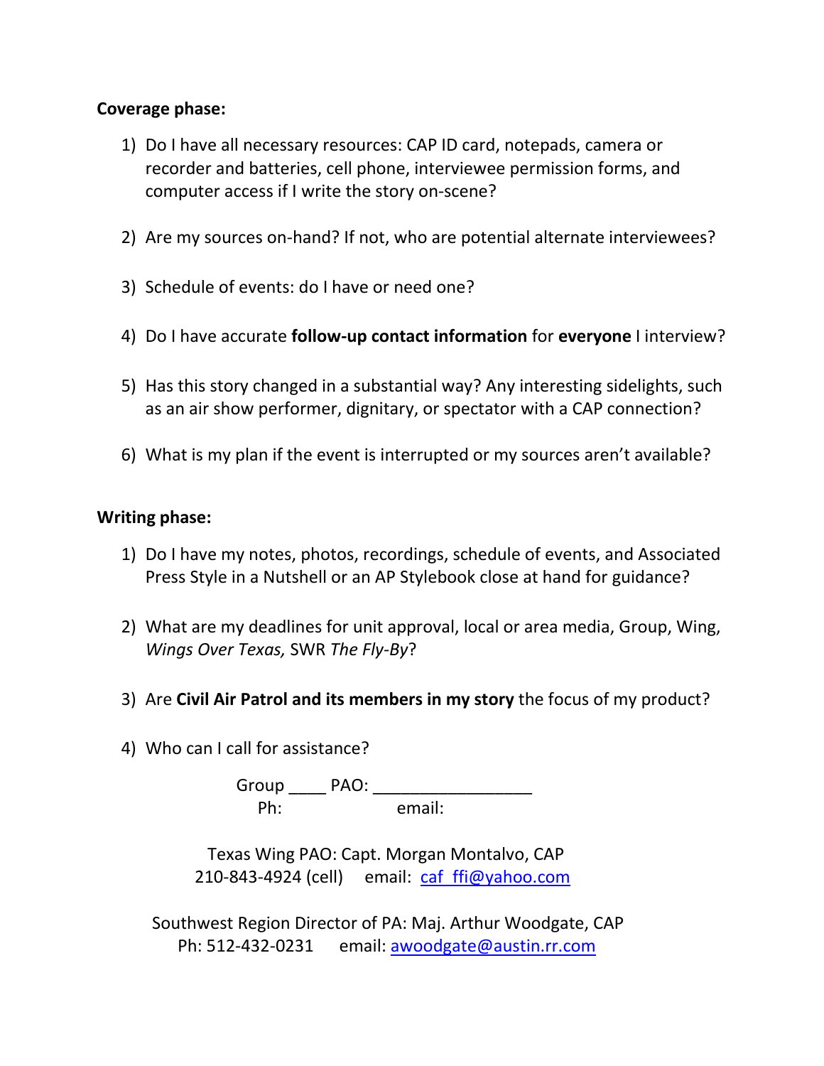**Coverage phase:**

1) Do I have all necessary resources: CAP ID card, notepads, camera or recorder and batteries, cell phone, interviewee permission forms, and computer access if I write the story on-scene?

2) Are my sources on-hand? If not, who are potential alternate interviewees?

3) Schedule of events: do I have or need one?

4) Do I have accurate **follow-up contact information** for **everyone** I interview?

5) Has this story changed in a substantial way? Any interesting sidelights, such as an air show performer, dignitary, or spectator with a CAP connection?

6) What is my plan if the event is interrupted or my sources aren't available?

**Writing phase:**

1) Do I have my notes, photos, recordings, schedule of events, and Associated Press Style in a Nutshell or an AP Stylebook close at hand for guidance?

2) What are my deadlines for unit approval, local or area media, Group, Wing, *Wings Over Texas,* SWR *The Fly-By*?

3) Are **Civil Air Patrol and its members in my story** the focus of my product?

4) Who can I call for assistance?

Group ____ PAO: _________________
Ph: email:

Texas Wing PAO: Capt. Morgan Montalvo, CAP
210-843-4924 (cell) email: caf_ffi@yahoo.com

Southwest Region Director of PA: Maj. Arthur Woodgate, CAP
Ph: 512-432-0231 email: awoodgate@austin.rr.com